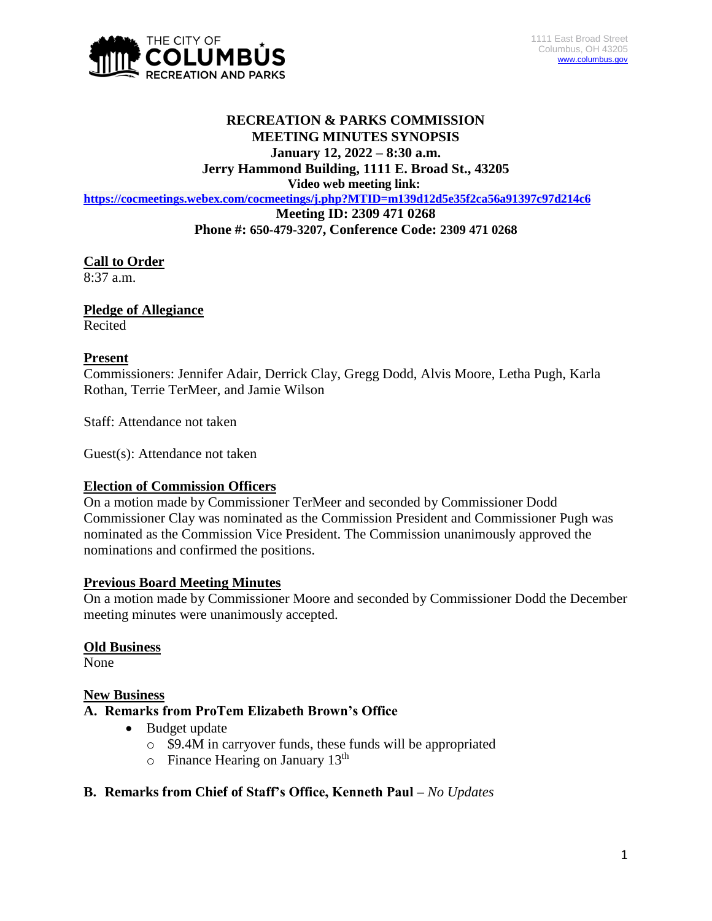THE CITY OF COLUMBUS RECREATION AND PARKS

1111 East Broad Street
Columbus, OH 43205
www.columbus.gov

# RECREATION & PARKS COMMISSION
## MEETING MINUTES SYNOPSIS
**January 12, 2022 – 8:30 a.m.**
**Jerry Hammond Building, 1111 E. Broad St., 43205**
**Video web meeting link:**
**https://cocmeetings.webex.com/cocmeetings/j.php?MTID=m139d12d5e35f2ca56a91397c97d214c6**
**Meeting ID: 2309 471 0268**
**Phone #: 650-479-3207, Conference Code: 2309 471 0268**

**Call to Order**
8:37 a.m.

**Pledge of Allegiance**
Recited

**Present**
Commissioners: Jennifer Adair, Derrick Clay, Gregg Dodd, Alvis Moore, Letha Pugh, Karla Rothan, Terrie TerMeer, and Jamie Wilson

Staff: Attendance not taken

Guest(s): Attendance not taken

**Election of Commission Officers**
On a motion made by Commissioner TerMeer and seconded by Commissioner Dodd Commissioner Clay was nominated as the Commission President and Commissioner Pugh was nominated as the Commission Vice President. The Commission unanimously approved the nominations and confirmed the positions.

**Previous Board Meeting Minutes**
On a motion made by Commissioner Moore and seconded by Commissioner Dodd the December meeting minutes were unanimously accepted.

**Old Business**
None

**New Business**

**A. Remarks from ProTem Elizabeth Brown's Office**

- Budget update
  - $9.4M in carryover funds, these funds will be appropriated
  - Finance Hearing on January 13th

**B. Remarks from Chief of Staff's Office, Kenneth Paul –** *No Updates*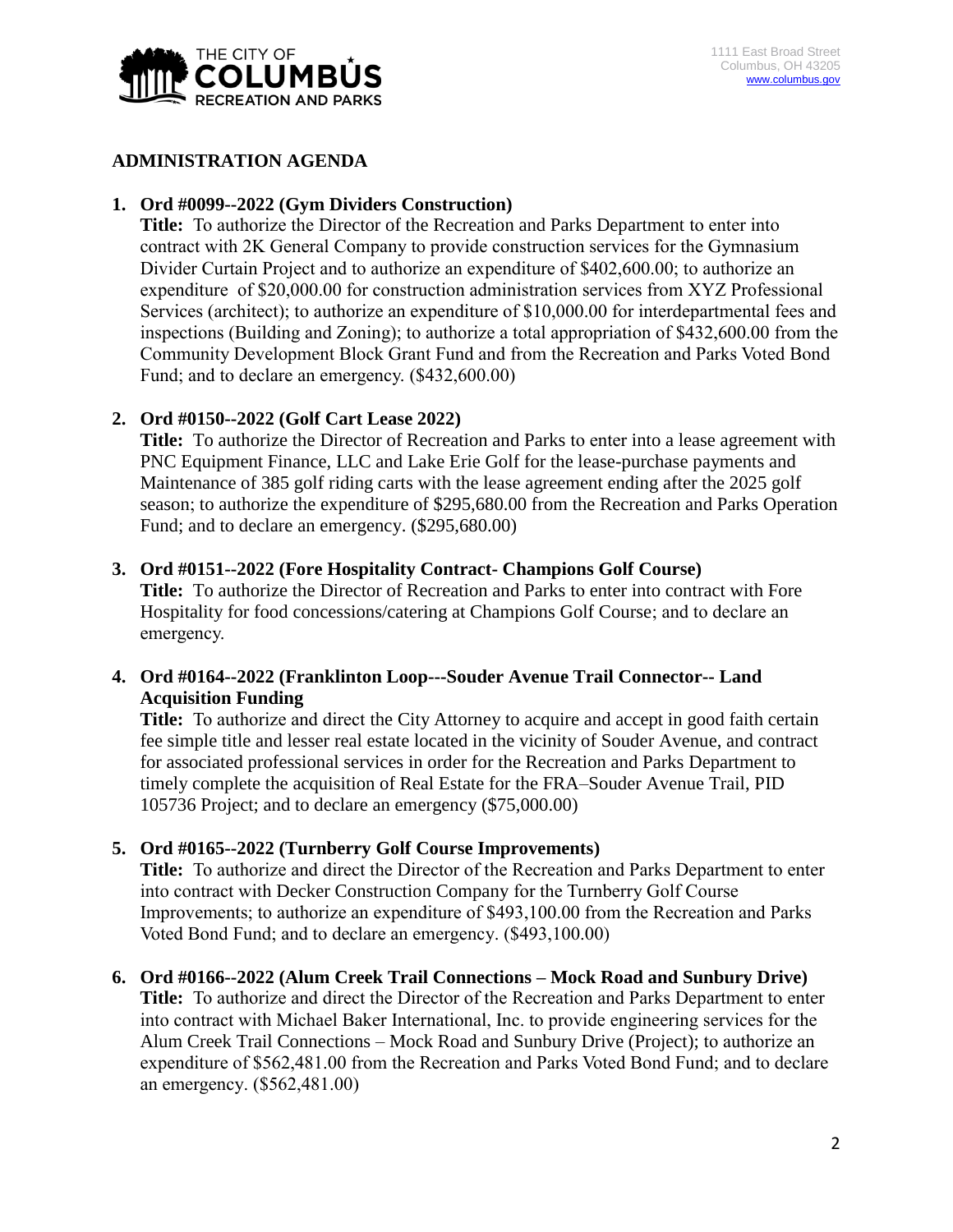## ADMINISTRATION AGENDA

1. **Ord #0099--2022 (Gym Dividers Construction)**
   **Title:** To authorize the Director of the Recreation and Parks Department to enter into contract with 2K General Company to provide construction services for the Gymnasium Divider Curtain Project and to authorize an expenditure of $402,600.00; to authorize an expenditure of $20,000.00 for construction administration services from XYZ Professional Services (architect); to authorize an expenditure of $10,000.00 for interdepartmental fees and inspections (Building and Zoning); to authorize a total appropriation of $432,600.00 from the Community Development Block Grant Fund and from the Recreation and Parks Voted Bond Fund; and to declare an emergency. ($432,600.00)

2. **Ord #0150--2022 (Golf Cart Lease 2022)**
   **Title:** To authorize the Director of Recreation and Parks to enter into a lease agreement with PNC Equipment Finance, LLC and Lake Erie Golf for the lease-purchase payments and Maintenance of 385 golf riding carts with the lease agreement ending after the 2025 golf season; to authorize the expenditure of $295,680.00 from the Recreation and Parks Operation Fund; and to declare an emergency. ($295,680.00)

3. **Ord #0151--2022 (Fore Hospitality Contract- Champions Golf Course)**
   **Title:** To authorize the Director of Recreation and Parks to enter into contract with Fore Hospitality for food concessions/catering at Champions Golf Course; and to declare an emergency.

4. **Ord #0164--2022 (Franklinton Loop---Souder Avenue Trail Connector-- Land Acquisition Funding**
   **Title:** To authorize and direct the City Attorney to acquire and accept in good faith certain fee simple title and lesser real estate located in the vicinity of Souder Avenue, and contract for associated professional services in order for the Recreation and Parks Department to timely complete the acquisition of Real Estate for the FRA–Souder Avenue Trail, PID 105736 Project; and to declare an emergency ($75,000.00)

5. **Ord #0165--2022 (Turnberry Golf Course Improvements)**
   **Title:** To authorize and direct the Director of the Recreation and Parks Department to enter into contract with Decker Construction Company for the Turnberry Golf Course Improvements; to authorize an expenditure of $493,100.00 from the Recreation and Parks Voted Bond Fund; and to declare an emergency. ($493,100.00)

6. **Ord #0166--2022 (Alum Creek Trail Connections – Mock Road and Sunbury Drive)**
   **Title:** To authorize and direct the Director of the Recreation and Parks Department to enter into contract with Michael Baker International, Inc. to provide engineering services for the Alum Creek Trail Connections – Mock Road and Sunbury Drive (Project); to authorize an expenditure of $562,481.00 from the Recreation and Parks Voted Bond Fund; and to declare an emergency. ($562,481.00)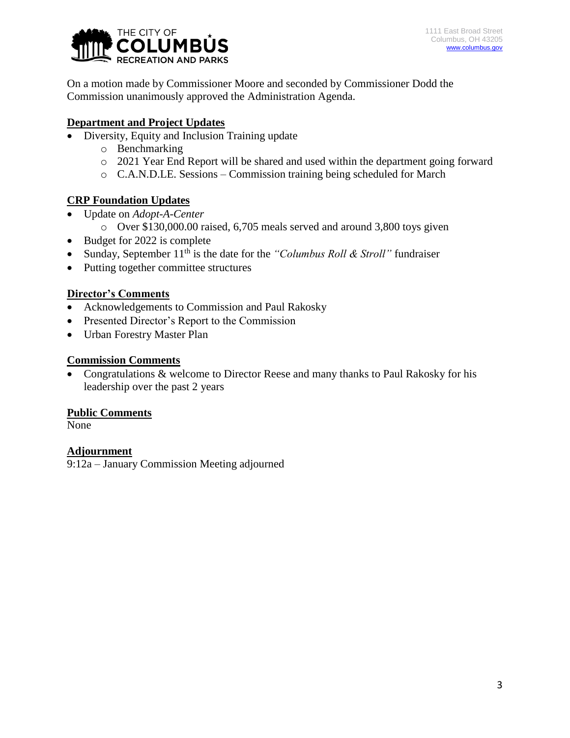On a motion made by Commissioner Moore and seconded by Commissioner Dodd the Commission unanimously approved the Administration Agenda.

**Department and Project Updates**

- Diversity, Equity and Inclusion Training update
  - Benchmarking
  - 2021 Year End Report will be shared and used within the department going forward
  - C.A.N.D.LE. Sessions – Commission training being scheduled for March

**CRP Foundation Updates**

- Update on *Adopt-A-Center*
  - Over $130,000.00 raised, 6,705 meals served and around 3,800 toys given
- Budget for 2022 is complete
- Sunday, September 11th is the date for the *"Columbus Roll & Stroll"* fundraiser
- Putting together committee structures

**Director's Comments**

- Acknowledgements to Commission and Paul Rakosky
- Presented Director's Report to the Commission
- Urban Forestry Master Plan

**Commission Comments**

- Congratulations & welcome to Director Reese and many thanks to Paul Rakosky for his leadership over the past 2 years

**Public Comments**

None

**Adjournment**

9:12a – January Commission Meeting adjourned